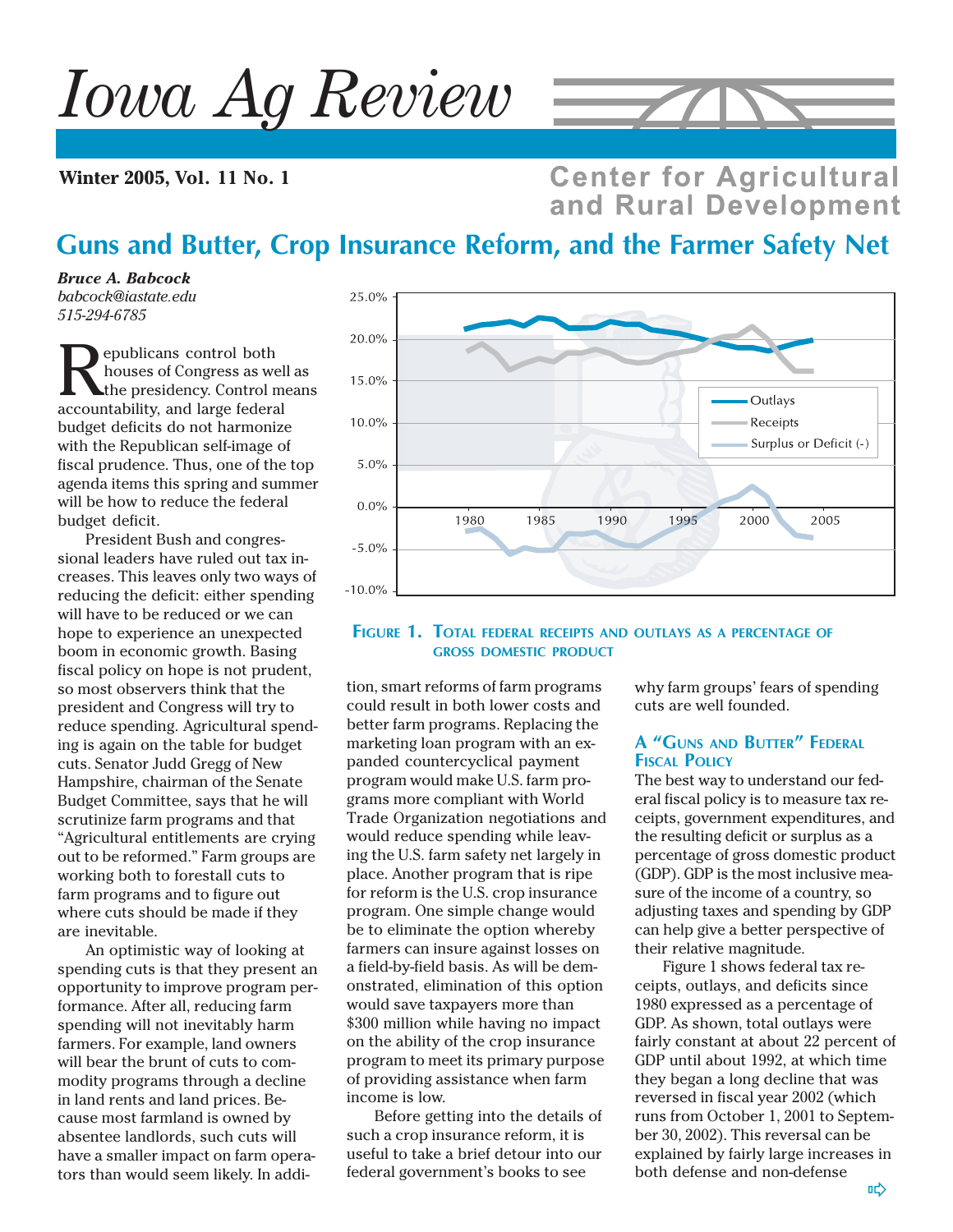# Iowa Ag Review

**Winter 2005, Vol. 11 No. 1**

Center for Agricultural and Rural Development

## Guns and Butter, Crop Insurance Reform, and the Farmer Safety Net

***Bruce A. Babcock***
*babcock@iastate.edu*
*515-294-6785*

Republicans control both houses of Congress as well as the presidency. Control means accountability, and large federal budget deficits do not harmonize with the Republican self-image of fiscal prudence. Thus, one of the top agenda items this spring and summer will be how to reduce the federal budget deficit.

President Bush and congressional leaders have ruled out tax increases. This leaves only two ways of reducing the deficit: either spending will have to be reduced or we can hope to experience an unexpected boom in economic growth. Basing fiscal policy on hope is not prudent, so most observers think that the president and Congress will try to reduce spending. Agricultural spending is again on the table for budget cuts. Senator Judd Gregg of New Hampshire, chairman of the Senate Budget Committee, says that he will scrutinize farm programs and that "Agricultural entitlements are crying out to be reformed." Farm groups are working both to forestall cuts to farm programs and to figure out where cuts should be made if they are inevitable.

An optimistic way of looking at spending cuts is that they present an opportunity to improve program performance. After all, reducing farm spending will not inevitably harm farmers. For example, land owners will bear the brunt of cuts to commodity programs through a decline in land rents and land prices. Because most farmland is owned by absentee landlords, such cuts will have a smaller impact on farm operators than would seem likely. In addition, smart reforms of farm programs could result in both lower costs and better farm programs. Replacing the marketing loan program with an expanded countercyclical payment program would make U.S. farm programs more compliant with World Trade Organization negotiations and would reduce spending while leaving the U.S. farm safety net largely in place. Another program that is ripe for reform is the U.S. crop insurance program. One simple change would be to eliminate the option whereby farmers can insure against losses on a field-by-field basis. As will be demonstrated, elimination of this option would save taxpayers more than $300 million while having no impact on the ability of the crop insurance program to meet its primary purpose of providing assistance when farm income is low.

Before getting into the details of such a crop insurance reform, it is useful to take a brief detour into our federal government's books to see why farm groups' fears of spending cuts are well founded.

**Figure 1. Total federal receipts and outlays as a percentage of gross domestic product**

### A "Guns and Butter" Federal Fiscal Policy

The best way to understand our federal fiscal policy is to measure tax receipts, government expenditures, and the resulting deficit or surplus as a percentage of gross domestic product (GDP). GDP is the most inclusive measure of the income of a country, so adjusting taxes and spending by GDP can help give a better perspective of their relative magnitude.

Figure 1 shows federal tax receipts, outlays, and deficits since 1980 expressed as a percentage of GDP. As shown, total outlays were fairly constant at about 22 percent of GDP until about 1992, at which time they began a long decline that was reversed in fiscal year 2002 (which runs from October 1, 2001 to September 30, 2002). This reversal can be explained by fairly large increases in both defense and non-defense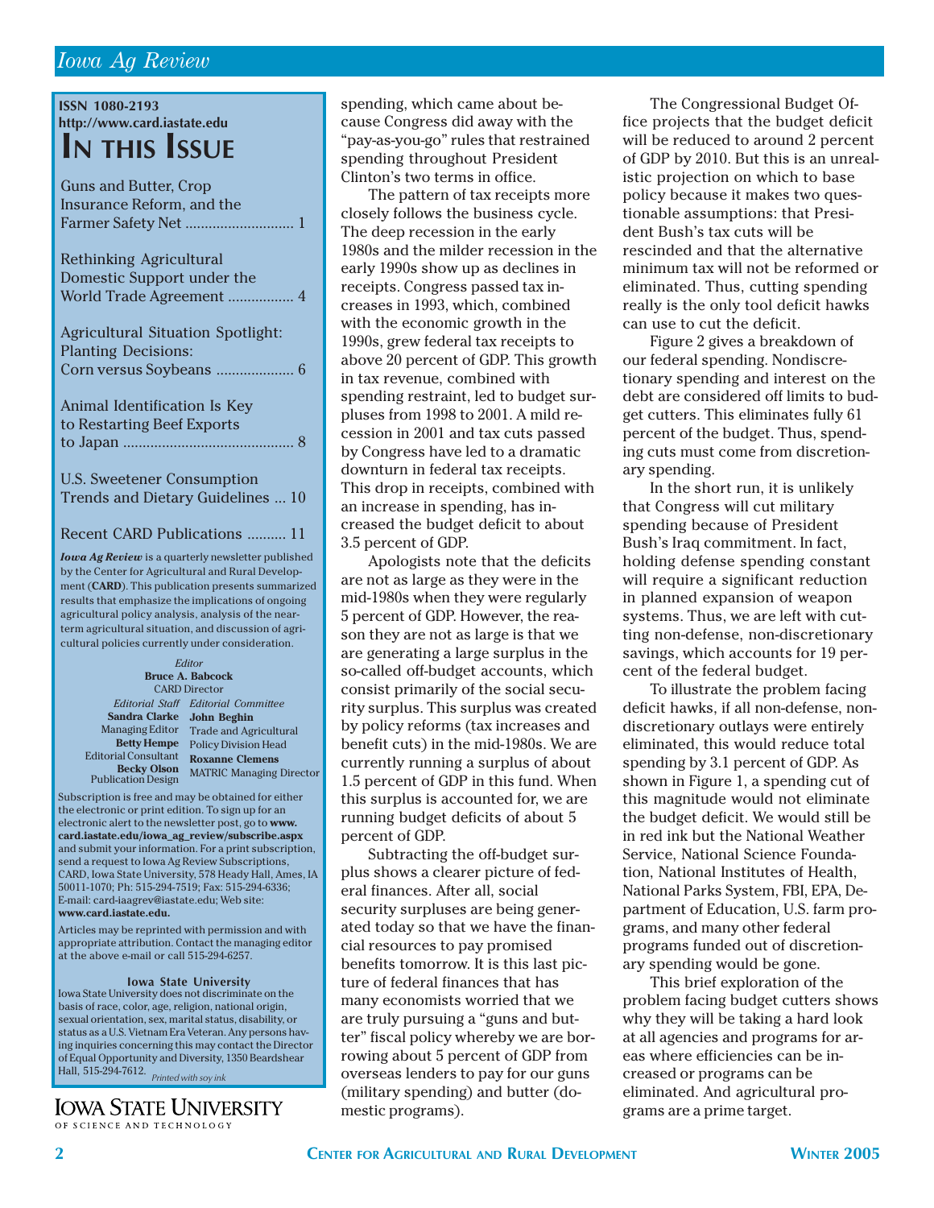ISSN 1080-2193
http://www.card.iastate.edu

# IN THIS ISSUE

Guns and Butter, Crop Insurance Reform, and the Farmer Safety Net ............................ 1

Rethinking Agricultural Domestic Support under the World Trade Agreement ................. 4

Agricultural Situation Spotlight: Planting Decisions: Corn versus Soybeans .................... 6

Animal Identification Is Key to Restarting Beef Exports to Japan ........................................... 8

U.S. Sweetener Consumption Trends and Dietary Guidelines ... 10

Recent CARD Publications .......... 11

***Iowa Ag Review*** is a quarterly newsletter published by the Center for Agricultural and Rural Development (**CARD**). This publication presents summarized results that emphasize the implications of ongoing agricultural policy analysis, analysis of the near-term agricultural situation, and discussion of agricultural policies currently under consideration.

*Editor*
**Bruce A. Babcock**
CARD Director

*Editorial Staff*
**Sandra Clarke**
Managing Editor
**Betty Hempe**
Editorial Consultant
**Becky Olson**
Publication Design

*Editorial Committee*
**John Beghin**
Trade and Agricultural Policy Division Head
**Roxanne Clemens**
MATRIC Managing Director

Subscription is free and may be obtained for either the electronic or print edition. To sign up for an electronic alert to the newsletter post, go to **www.card.iastate.edu/iowa_ag_review/subscribe.aspx** and submit your information. For a print subscription, send a request to Iowa Ag Review Subscriptions, CARD, Iowa State University, 578 Heady Hall, Ames, IA 50011-1070; Ph: 515-294-7519; Fax: 515-294-6336; E-mail: card-iaagrev@iastate.edu; Web site: **www.card.iastate.edu.**

Articles may be reprinted with permission and with appropriate attribution. Contact the managing editor at the above e-mail or call 515-294-6257.

**Iowa State University**
Iowa State University does not discriminate on the basis of race, color, age, religion, national origin, sexual orientation, sex, marital status, disability, or status as a U.S. Vietnam Era Veteran. Any persons having inquiries concerning this may contact the Director of Equal Opportunity and Diversity, 1350 Beardshear Hall, 515-294-7612. *Printed with soy ink*

IOWA STATE UNIVERSITY
OF SCIENCE AND TECHNOLOGY

---

spending, which came about because Congress did away with the "pay-as-you-go" rules that restrained spending throughout President Clinton's two terms in office.

The pattern of tax receipts more closely follows the business cycle. The deep recession in the early 1980s and the milder recession in the early 1990s show up as declines in receipts. Congress passed tax increases in 1993, which, combined with the economic growth in the 1990s, grew federal tax receipts to above 20 percent of GDP. This growth in tax revenue, combined with spending restraint, led to budget surpluses from 1998 to 2001. A mild recession in 2001 and tax cuts passed by Congress have led to a dramatic downturn in federal tax receipts. This drop in receipts, combined with an increase in spending, has increased the budget deficit to about 3.5 percent of GDP.

Apologists note that the deficits are not as large as they were in the mid-1980s when they were regularly 5 percent of GDP. However, the reason they are not as large is that we are generating a large surplus in the so-called off-budget accounts, which consist primarily of the social security surplus. This surplus was created by policy reforms (tax increases and benefit cuts) in the mid-1980s. We are currently running a surplus of about 1.5 percent of GDP in this fund. When this surplus is accounted for, we are running budget deficits of about 5 percent of GDP.

Subtracting the off-budget surplus shows a clearer picture of federal finances. After all, social security surpluses are being generated today so that we have the financial resources to pay promised benefits tomorrow. It is this last picture of federal finances that has many economists worried that we are truly pursuing a "guns and butter" fiscal policy whereby we are borrowing about 5 percent of GDP from overseas lenders to pay for our guns (military spending) and butter (domestic programs).

The Congressional Budget Office projects that the budget deficit will be reduced to around 2 percent of GDP by 2010. But this is an unrealistic projection on which to base policy because it makes two questionable assumptions: that President Bush's tax cuts will be rescinded and that the alternative minimum tax will not be reformed or eliminated. Thus, cutting spending really is the only tool deficit hawks can use to cut the deficit.

Figure 2 gives a breakdown of our federal spending. Nondiscretionary spending and interest on the debt are considered off limits to budget cutters. This eliminates fully 61 percent of the budget. Thus, spending cuts must come from discretionary spending.

In the short run, it is unlikely that Congress will cut military spending because of President Bush's Iraq commitment. In fact, holding defense spending constant will require a significant reduction in planned expansion of weapon systems. Thus, we are left with cutting non-defense, non-discretionary savings, which accounts for 19 percent of the federal budget.

To illustrate the problem facing deficit hawks, if all non-defense, non-discretionary outlays were entirely eliminated, this would reduce total spending by 3.1 percent of GDP. As shown in Figure 1, a spending cut of this magnitude would not eliminate the budget deficit. We would still be in red ink but the National Weather Service, National Science Foundation, National Institutes of Health, National Parks System, FBI, EPA, Department of Education, U.S. farm programs, and many other federal programs funded out of discretionary spending would be gone.

This brief exploration of the problem facing budget cutters shows why they will be taking a hard look at all agencies and programs for areas where efficiencies can be increased or programs can be eliminated. And agricultural programs are a prime target.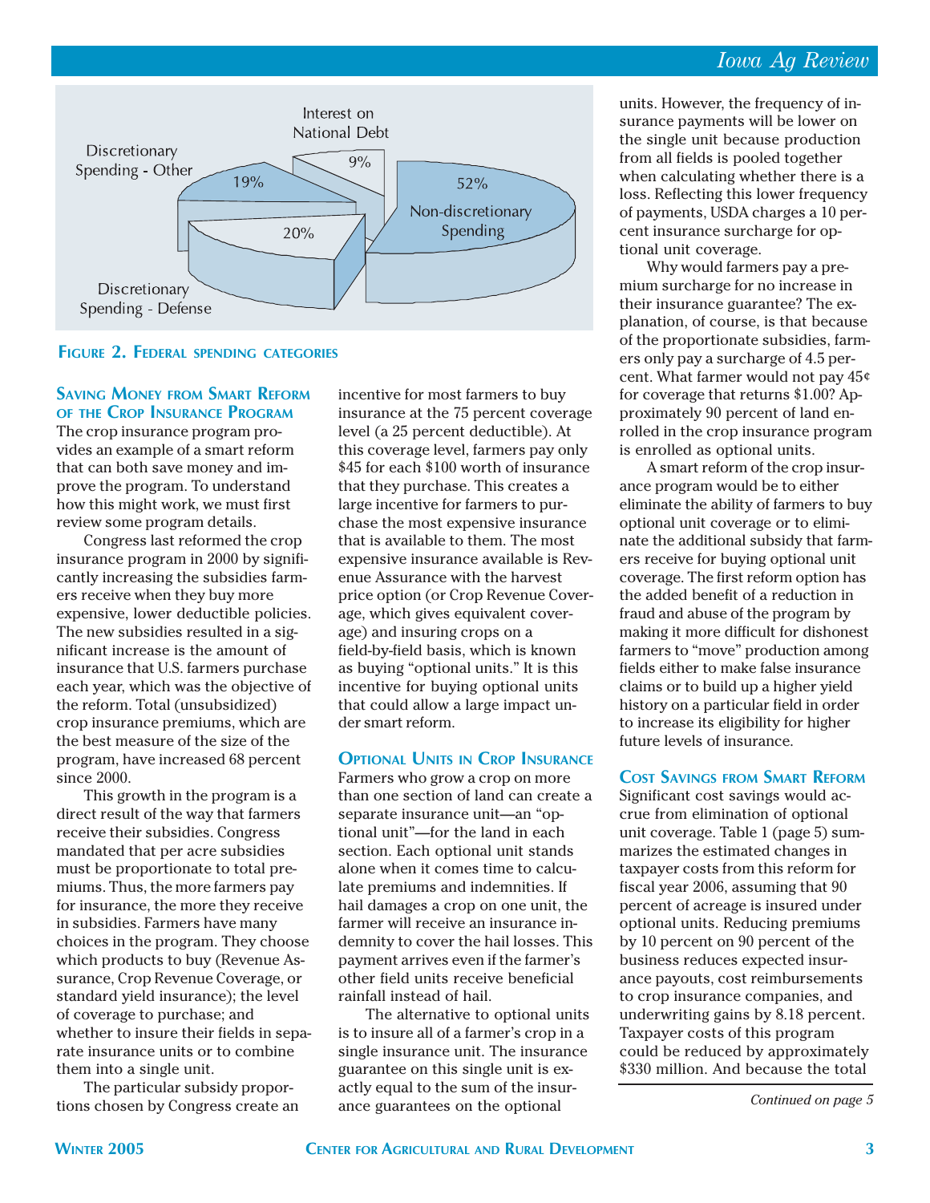Figure 2. Federal spending categories

## Saving Money from Smart Reform of the Crop Insurance Program

The crop insurance program provides an example of a smart reform that can both save money and improve the program. To understand how this might work, we must first review some program details.

Congress last reformed the crop insurance program in 2000 by significantly increasing the subsidies farmers receive when they buy more expensive, lower deductible policies. The new subsidies resulted in a significant increase is the amount of insurance that U.S. farmers purchase each year, which was the objective of the reform. Total (unsubsidized) crop insurance premiums, which are the best measure of the size of the program, have increased 68 percent since 2000.

This growth in the program is a direct result of the way that farmers receive their subsidies. Congress mandated that per acre subsidies must be proportionate to total premiums. Thus, the more farmers pay for insurance, the more they receive in subsidies. Farmers have many choices in the program. They choose which products to buy (Revenue Assurance, Crop Revenue Coverage, or standard yield insurance); the level of coverage to purchase; and whether to insure their fields in separate insurance units or to combine them into a single unit.

The particular subsidy proportions chosen by Congress create an incentive for most farmers to buy insurance at the 75 percent coverage level (a 25 percent deductible). At this coverage level, farmers pay only $45 for each $100 worth of insurance that they purchase. This creates a large incentive for farmers to purchase the most expensive insurance that is available to them. The most expensive insurance available is Revenue Assurance with the harvest price option (or Crop Revenue Coverage, which gives equivalent coverage) and insuring crops on a field-by-field basis, which is known as buying "optional units." It is this incentive for buying optional units that could allow a large impact under smart reform.

## Optional Units in Crop Insurance

Farmers who grow a crop on more than one section of land can create a separate insurance unit—an "optional unit"—for the land in each section. Each optional unit stands alone when it comes time to calculate premiums and indemnities. If hail damages a crop on one unit, the farmer will receive an insurance indemnity to cover the hail losses. This payment arrives even if the farmer's other field units receive beneficial rainfall instead of hail.

The alternative to optional units is to insure all of a farmer's crop in a single insurance unit. The insurance guarantee on this single unit is exactly equal to the sum of the insurance guarantees on the optional units. However, the frequency of insurance payments will be lower on the single unit because production from all fields is pooled together when calculating whether there is a loss. Reflecting this lower frequency of payments, USDA charges a 10 percent insurance surcharge for optional unit coverage.

Why would farmers pay a premium surcharge for no increase in their insurance guarantee? The explanation, of course, is that because of the proportionate subsidies, farmers only pay a surcharge of 4.5 percent. What farmer would not pay 45¢ for coverage that returns $1.00? Approximately 90 percent of land enrolled in the crop insurance program is enrolled as optional units.

A smart reform of the crop insurance program would be to either eliminate the ability of farmers to buy optional unit coverage or to eliminate the additional subsidy that farmers receive for buying optional unit coverage. The first reform option has the added benefit of a reduction in fraud and abuse of the program by making it more difficult for dishonest farmers to "move" production among fields either to make false insurance claims or to build up a higher yield history on a particular field in order to increase its eligibility for higher future levels of insurance.

## Cost Savings from Smart Reform

Significant cost savings would accrue from elimination of optional unit coverage. Table 1 (page 5) summarizes the estimated changes in taxpayer costs from this reform for fiscal year 2006, assuming that 90 percent of acreage is insured under optional units. Reducing premiums by 10 percent on 90 percent of the business reduces expected insurance payouts, cost reimbursements to crop insurance companies, and underwriting gains by 8.18 percent. Taxpayer costs of this program could be reduced by approximately $330 million. And because the total

*Continued on page 5*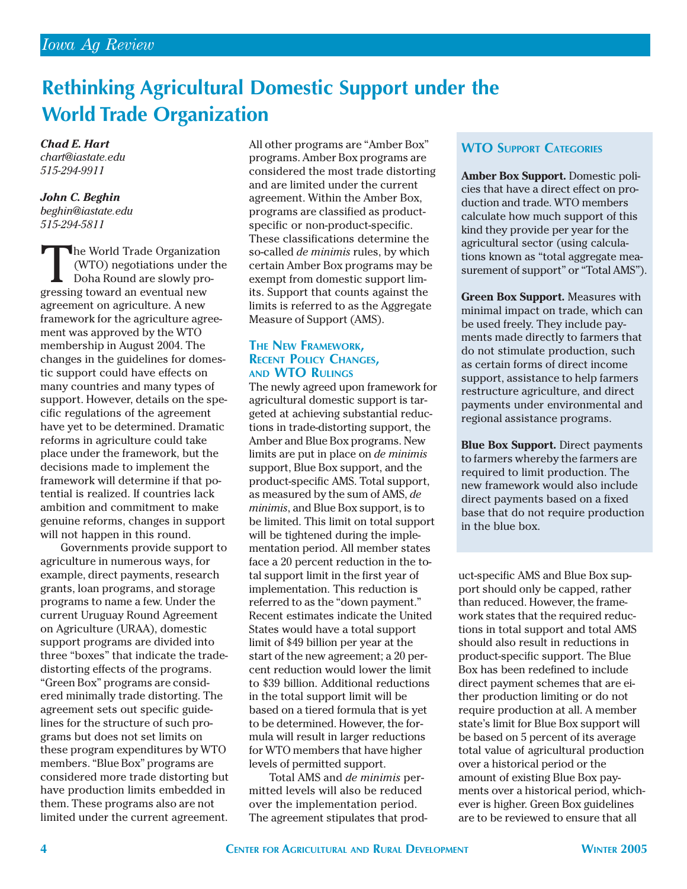# Rethinking Agricultural Domestic Support under the World Trade Organization

***Chad E. Hart***
*chart@iastate.edu*
*515-294-9911*

***John C. Beghin***
*beghin@iastate.edu*
*515-294-5811*

The World Trade Organization (WTO) negotiations under the Doha Round are slowly progressing toward an eventual new agreement on agriculture. A new framework for the agriculture agreement was approved by the WTO membership in August 2004. The changes in the guidelines for domestic support could have effects on many countries and many types of support. However, details on the specific regulations of the agreement have yet to be determined. Dramatic reforms in agriculture could take place under the framework, but the decisions made to implement the framework will determine if that potential is realized. If countries lack ambition and commitment to make genuine reforms, changes in support will not happen in this round.

Governments provide support to agriculture in numerous ways, for example, direct payments, research grants, loan programs, and storage programs to name a few. Under the current Uruguay Round Agreement on Agriculture (URAA), domestic support programs are divided into three "boxes" that indicate the trade-distorting effects of the programs. "Green Box" programs are considered minimally trade distorting. The agreement sets out specific guidelines for the structure of such programs but does not set limits on these program expenditures by WTO members. "Blue Box" programs are considered more trade distorting but have production limits embedded in them. These programs also are not limited under the current agreement. All other programs are "Amber Box" programs. Amber Box programs are considered the most trade distorting and are limited under the current agreement. Within the Amber Box, programs are classified as product-specific or non-product-specific. These classifications determine the so-called *de minimis* rules, by which certain Amber Box programs may be exempt from domestic support limits. Support that counts against the limits is referred to as the Aggregate Measure of Support (AMS).

## The New Framework, Recent Policy Changes, and WTO Rulings

The newly agreed upon framework for agricultural domestic support is targeted at achieving substantial reductions in trade-distorting support, the Amber and Blue Box programs. New limits are put in place on *de minimis* support, Blue Box support, and the product-specific AMS. Total support, as measured by the sum of AMS, *de minimis*, and Blue Box support, is to be limited. This limit on total support will be tightened during the implementation period. All member states face a 20 percent reduction in the total support limit in the first year of implementation. This reduction is referred to as the "down payment." Recent estimates indicate the United States would have a total support limit of \$49 billion per year at the start of the new agreement; a 20 percent reduction would lower the limit to \$39 billion. Additional reductions in the total support limit will be based on a tiered formula that is yet to be determined. However, the formula will result in larger reductions for WTO members that have higher levels of permitted support.

Total AMS and *de minimis* permitted levels will also be reduced over the implementation period. The agreement stipulates that product-specific AMS and Blue Box support should only be capped, rather than reduced. However, the framework states that the required reductions in total support and total AMS should also result in reductions in product-specific support. The Blue Box has been redefined to include direct payment schemes that are either production limiting or do not require production at all. A member state's limit for Blue Box support will be based on 5 percent of its average total value of agricultural production over a historical period or the amount of existing Blue Box payments over a historical period, whichever is higher. Green Box guidelines are to be reviewed to ensure that all

> ### WTO Support Categories
>
> **Amber Box Support.** Domestic policies that have a direct effect on production and trade. WTO members calculate how much support of this kind they provide per year for the agricultural sector (using calculations known as "total aggregate measurement of support" or "Total AMS").
>
> **Green Box Support.** Measures with minimal impact on trade, which can be used freely. They include payments made directly to farmers that do not stimulate production, such as certain forms of direct income support, assistance to help farmers restructure agriculture, and direct payments under environmental and regional assistance programs.
>
> **Blue Box Support.** Direct payments to farmers whereby the farmers are required to limit production. The new framework would also include direct payments based on a fixed base that do not require production in the blue box.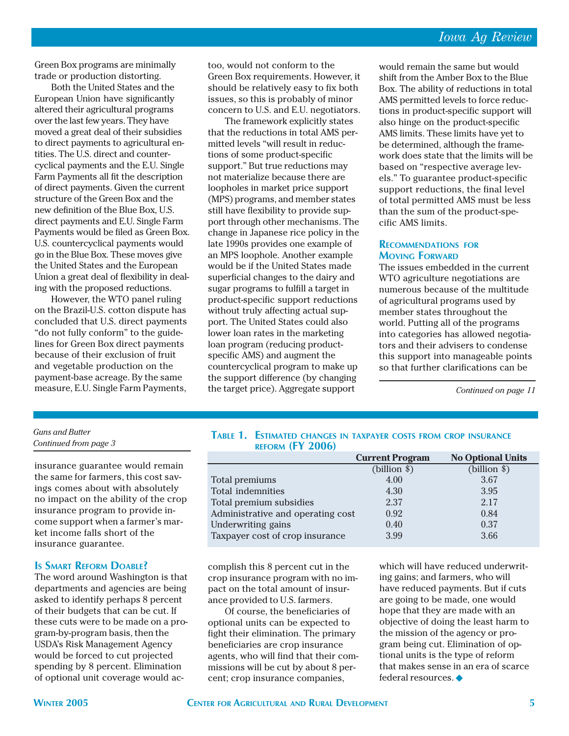Green Box programs are minimally trade or production distorting.

Both the United States and the European Union have significantly altered their agricultural programs over the last few years. They have moved a great deal of their subsidies to direct payments to agricultural entities. The U.S. direct and countercyclical payments and the E.U. Single Farm Payments all fit the description of direct payments. Given the current structure of the Green Box and the new definition of the Blue Box, U.S. direct payments and E.U. Single Farm Payments would be filed as Green Box. U.S. countercyclical payments would go in the Blue Box. These moves give the United States and the European Union a great deal of flexibility in dealing with the proposed reductions.

However, the WTO panel ruling on the Brazil-U.S. cotton dispute has concluded that U.S. direct payments "do not fully conform" to the guidelines for Green Box direct payments because of their exclusion of fruit and vegetable production on the payment-base acreage. By the same measure, E.U. Single Farm Payments, too, would not conform to the Green Box requirements. However, it should be relatively easy to fix both issues, so this is probably of minor concern to U.S. and E.U. negotiators.

The framework explicitly states that the reductions in total AMS permitted levels "will result in reductions of some product-specific support." But true reductions may not materialize because there are loopholes in market price support (MPS) programs, and member states still have flexibility to provide support through other mechanisms. The change in Japanese rice policy in the late 1990s provides one example of an MPS loophole. Another example would be if the United States made superficial changes to the dairy and sugar programs to fulfill a target in product-specific support reductions without truly affecting actual support. The United States could also lower loan rates in the marketing loan program (reducing product-specific AMS) and augment the countercyclical program to make up the support difference (by changing the target price). Aggregate support would remain the same but would shift from the Amber Box to the Blue Box. The ability of reductions in total AMS permitted levels to force reductions in product-specific support will also hinge on the product-specific AMS limits. These limits have yet to be determined, although the framework does state that the limits will be based on "respective average levels." To guarantee product-specific support reductions, the final level of total permitted AMS must be less than the sum of the product-specific AMS limits.

## Recommendations for Moving Forward

The issues embedded in the current WTO agriculture negotiations are numerous because of the multitude of agricultural programs used by member states throughout the world. Putting all of the programs into categories has allowed negotiators and their advisers to condense this support into manageable points so that further clarifications can be

*Continued on page 11*

---

*Guns and Butter*
*Continued from page 3*

insurance guarantee would remain the same for farmers, this cost savings comes about with absolutely no impact on the ability of the crop insurance program to provide income support when a farmer's market income falls short of the insurance guarantee.

## Is Smart Reform Doable?

The word around Washington is that departments and agencies are being asked to identify perhaps 8 percent of their budgets that can be cut. If these cuts were to be made on a program-by-program basis, then the USDA's Risk Management Agency would be forced to cut projected spending by 8 percent. Elimination of optional unit coverage would accomplish this 8 percent cut in the crop insurance program with no impact on the total amount of insurance provided to U.S. farmers.

Of course, the beneficiaries of optional units can be expected to fight their elimination. The primary beneficiaries are crop insurance agents, who will find that their commissions will be cut by about 8 percent; crop insurance companies, which will have reduced underwriting gains; and farmers, who will have reduced payments. But if cuts are going to be made, one would hope that they are made with an objective of doing the least harm to the mission of the agency or program being cut. Elimination of optional units is the type of reform that makes sense in an era of scarce federal resources. ◆

**Table 1. Estimated changes in taxpayer costs from crop insurance reform (FY 2006)**

| | Current Program | No Optional Units |
|---|---|---|
| | (billion $) | (billion $) |
| Total premiums | 4.00 | 3.67 |
| Total indemnities | 4.30 | 3.95 |
| Total premium subsidies | 2.37 | 2.17 |
| Administrative and operating cost | 0.92 | 0.84 |
| Underwriting gains | 0.40 | 0.37 |
| Taxpayer cost of crop insurance | 3.99 | 3.66 |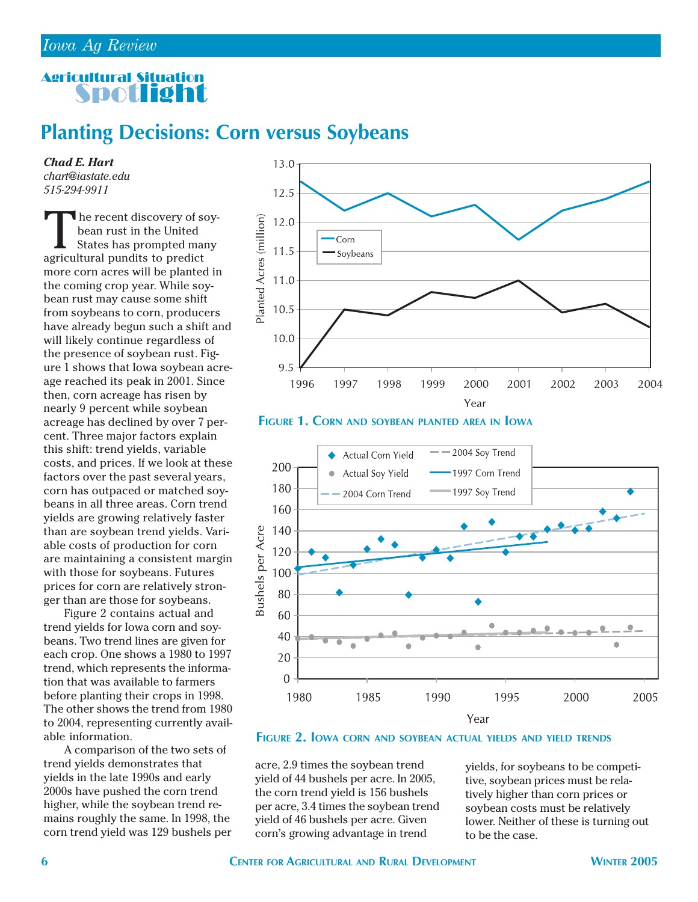## Agricultural Situation Spotlight

# Planting Decisions: Corn versus Soybeans

***Chad E. Hart***
*chart@iastate.edu*
*515-294-9911*

The recent discovery of soybean rust in the United States has prompted many agricultural pundits to predict more corn acres will be planted in the coming crop year. While soybean rust may cause some shift from soybeans to corn, producers have already begun such a shift and will likely continue regardless of the presence of soybean rust. Figure 1 shows that Iowa soybean acreage reached its peak in 2001. Since then, corn acreage has risen by nearly 9 percent while soybean acreage has declined by over 7 percent. Three major factors explain this shift: trend yields, variable costs, and prices. If we look at these factors over the past several years, corn has outpaced or matched soybeans in all three areas. Corn trend yields are growing relatively faster than are soybean trend yields. Variable costs of production for corn are maintaining a consistent margin with those for soybeans. Futures prices for corn are relatively stronger than are those for soybeans.

Figure 2 contains actual and trend yields for Iowa corn and soybeans. Two trend lines are given for each crop. One shows a 1980 to 1997 trend, which represents the information that was available to farmers before planting their crops in 1998. The other shows the trend from 1980 to 2004, representing currently available information.

A comparison of the two sets of trend yields demonstrates that yields in the late 1990s and early 2000s have pushed the corn trend higher, while the soybean trend remains roughly the same. In 1998, the corn trend yield was 129 bushels per acre, 2.9 times the soybean trend yield of 44 bushels per acre. In 2005, the corn trend yield is 156 bushels per acre, 3.4 times the soybean trend yield of 46 bushels per acre. Given corn's growing advantage in trend yields, for soybeans to be competitive, soybean prices must be relatively higher than corn prices or soybean costs must be relatively lower. Neither of these is turning out to be the case.

**Figure 1. Corn and soybean planted area in Iowa**

**Figure 2. Iowa corn and soybean actual yields and yield trends**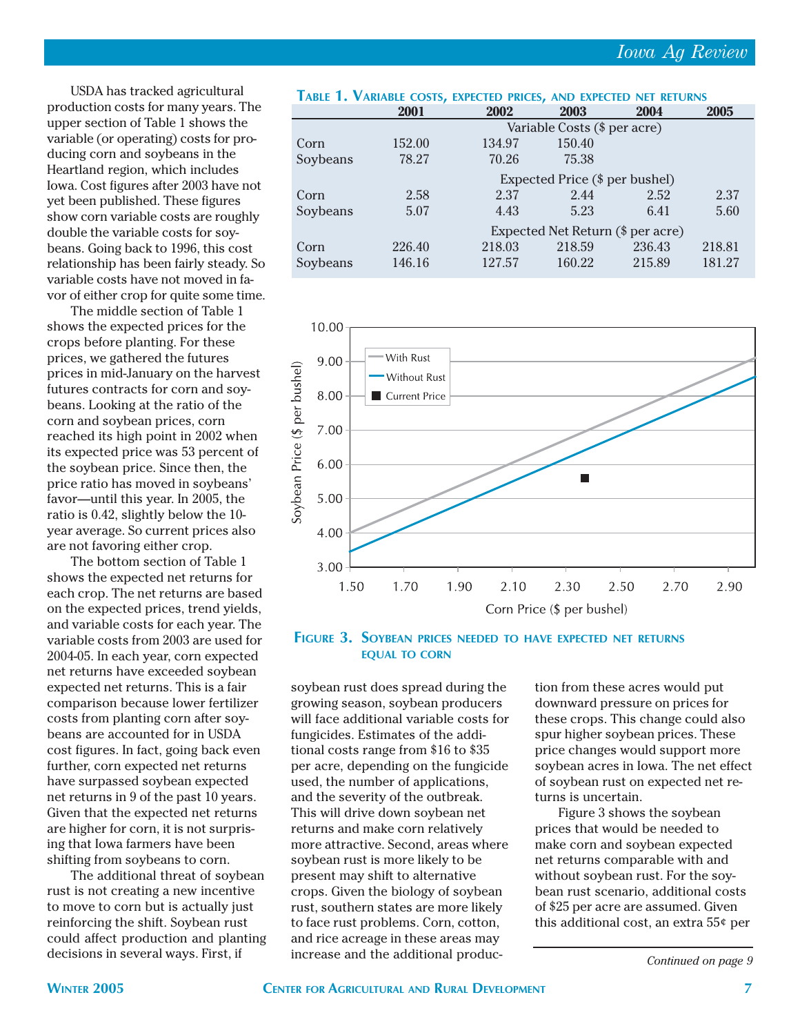USDA has tracked agricultural production costs for many years. The upper section of Table 1 shows the variable (or operating) costs for producing corn and soybeans in the Heartland region, which includes Iowa. Cost figures after 2003 have not yet been published. These figures show corn variable costs are roughly double the variable costs for soybeans. Going back to 1996, this cost relationship has been fairly steady. So variable costs have not moved in favor of either crop for quite some time.

The middle section of Table 1 shows the expected prices for the crops before planting. For these prices, we gathered the futures prices in mid-January on the harvest futures contracts for corn and soybeans. Looking at the ratio of the corn and soybean prices, corn reached its high point in 2002 when its expected price was 53 percent of the soybean price. Since then, the price ratio has moved in soybeans' favor—until this year. In 2005, the ratio is 0.42, slightly below the 10-year average. So current prices also are not favoring either crop.

The bottom section of Table 1 shows the expected net returns for each crop. The net returns are based on the expected prices, trend yields, and variable costs for each year. The variable costs from 2003 are used for 2004-05. In each year, corn expected net returns have exceeded soybean expected net returns. This is a fair comparison because lower fertilizer costs from planting corn after soybeans are accounted for in USDA cost figures. In fact, going back even further, corn expected net returns have surpassed soybean expected net returns in 9 of the past 10 years. Given that the expected net returns are higher for corn, it is not surprising that Iowa farmers have been shifting from soybeans to corn.

The additional threat of soybean rust is not creating a new incentive to move to corn but is actually just reinforcing the shift. Soybean rust could affect production and planting decisions in several ways. First, if soybean rust does spread during the growing season, soybean producers will face additional variable costs for fungicides. Estimates of the additional costs range from $16 to $35 per acre, depending on the fungicide used, the number of applications, and the severity of the outbreak. This will drive down soybean net returns and make corn relatively more attractive. Second, areas where soybean rust is more likely to be present may shift to alternative crops. Given the biology of soybean rust, southern states are more likely to face rust problems. Corn, cotton, and rice acreage in these areas may increase and the additional production from these acres would put downward pressure on prices for these crops. This change could also spur higher soybean prices. These price changes would support more soybean acres in Iowa. The net effect of soybean rust on expected net returns is uncertain.

Figure 3 shows the soybean prices that would be needed to make corn and soybean expected net returns comparable with and without soybean rust. For the soybean rust scenario, additional costs of $25 per acre are assumed. Given this additional cost, an extra 55¢ per

*Continued on page 9*

**Table 1. Variable costs, expected prices, and expected net returns**

| | 2001 | 2002 | 2003 | 2004 | 2005 |
|---|---|---|---|---|---|
| | Variable Costs ($ per acre) | | | | |
| Corn | 152.00 | 134.97 | 150.40 | | |
| Soybeans | 78.27 | 70.26 | 75.38 | | |
| | Expected Price ($ per bushel) | | | | |
| Corn | 2.58 | 2.37 | 2.44 | 2.52 | 2.37 |
| Soybeans | 5.07 | 4.43 | 5.23 | 6.41 | 5.60 |
| | Expected Net Return ($ per acre) | | | | |
| Corn | 226.40 | 218.03 | 218.59 | 236.43 | 218.81 |
| Soybeans | 146.16 | 127.57 | 160.22 | 215.89 | 181.27 |

**Figure 3. Soybean prices needed to have expected net returns equal to corn**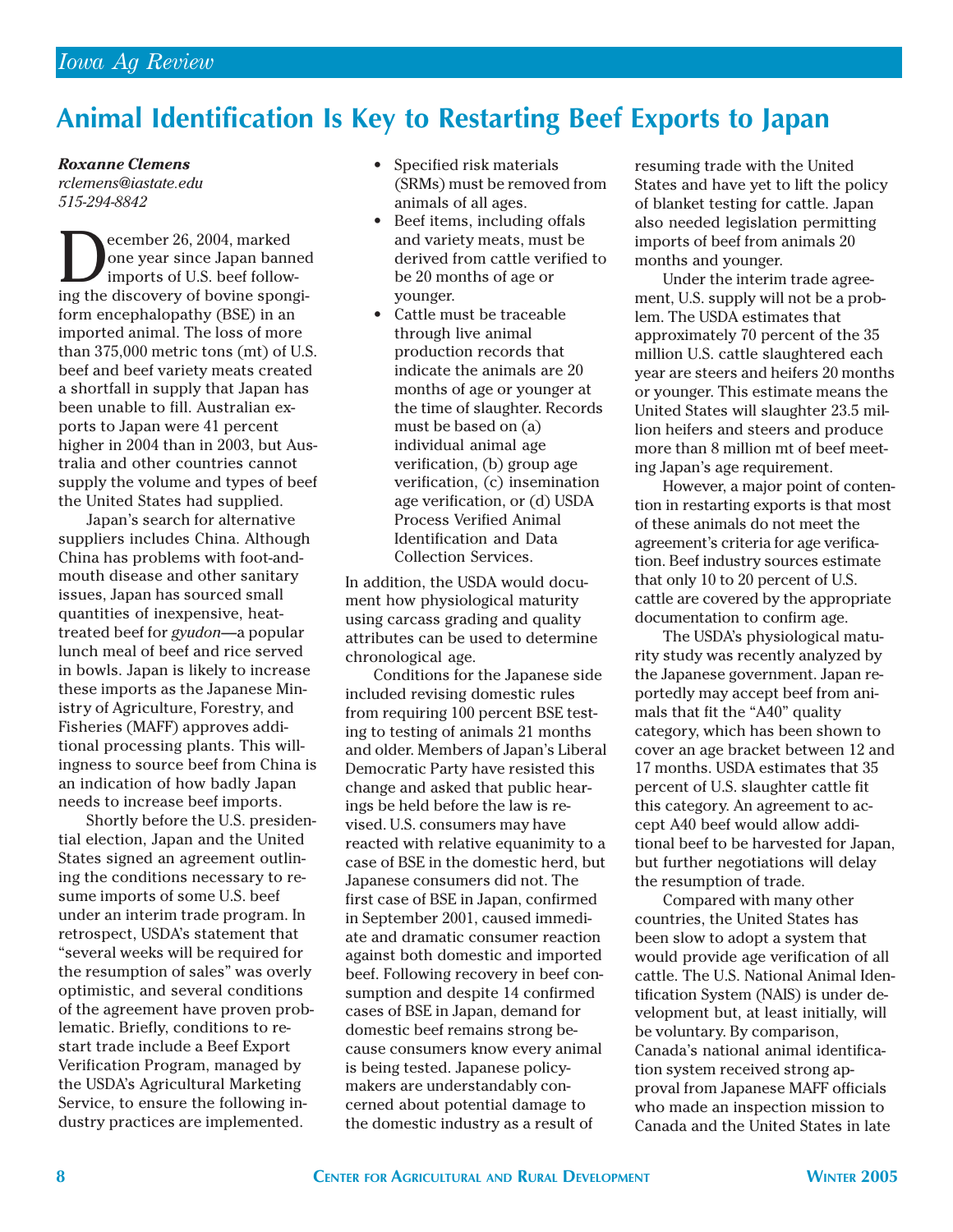// Iowa Ag Review

# Animal Identification Is Key to Restarting Beef Exports to Japan

***Roxanne Clemens***
*rclemens@iastate.edu*
*515-294-8842*

December 26, 2004, marked one year since Japan banned imports of U.S. beef following the discovery of bovine spongiform encephalopathy (BSE) in an imported animal. The loss of more than 375,000 metric tons (mt) of U.S. beef and beef variety meats created a shortfall in supply that Japan has been unable to fill. Australian exports to Japan were 41 percent higher in 2004 than in 2003, but Australia and other countries cannot supply the volume and types of beef the United States had supplied.

Japan's search for alternative suppliers includes China. Although China has problems with foot-and-mouth disease and other sanitary issues, Japan has sourced small quantities of inexpensive, heat-treated beef for *gyudon*—a popular lunch meal of beef and rice served in bowls. Japan is likely to increase these imports as the Japanese Ministry of Agriculture, Forestry, and Fisheries (MAFF) approves additional processing plants. This willingness to source beef from China is an indication of how badly Japan needs to increase beef imports.

Shortly before the U.S. presidential election, Japan and the United States signed an agreement outlining the conditions necessary to resume imports of some U.S. beef under an interim trade program. In retrospect, USDA's statement that "several weeks will be required for the resumption of sales" was overly optimistic, and several conditions of the agreement have proven problematic. Briefly, conditions to restart trade include a Beef Export Verification Program, managed by the USDA's Agricultural Marketing Service, to ensure the following industry practices are implemented.

- Specified risk materials (SRMs) must be removed from animals of all ages.
- Beef items, including offals and variety meats, must be derived from cattle verified to be 20 months of age or younger.
- Cattle must be traceable through live animal production records that indicate the animals are 20 months of age or younger at the time of slaughter. Records must be based on (a) individual animal age verification, (b) group age verification, (c) insemination age verification, or (d) USDA Process Verified Animal Identification and Data Collection Services.

In addition, the USDA would document how physiological maturity using carcass grading and quality attributes can be used to determine chronological age.

Conditions for the Japanese side included revising domestic rules from requiring 100 percent BSE testing to testing of animals 21 months and older. Members of Japan's Liberal Democratic Party have resisted this change and asked that public hearings be held before the law is revised. U.S. consumers may have reacted with relative equanimity to a case of BSE in the domestic herd, but Japanese consumers did not. The first case of BSE in Japan, confirmed in September 2001, caused immediate and dramatic consumer reaction against both domestic and imported beef. Following recovery in beef consumption and despite 14 confirmed cases of BSE in Japan, demand for domestic beef remains strong because consumers know every animal is being tested. Japanese policymakers are understandably concerned about potential damage to the domestic industry as a result of resuming trade with the United States and have yet to lift the policy of blanket testing for cattle. Japan also needed legislation permitting imports of beef from animals 20 months and younger.

Under the interim trade agreement, U.S. supply will not be a problem. The USDA estimates that approximately 70 percent of the 35 million U.S. cattle slaughtered each year are steers and heifers 20 months or younger. This estimate means the United States will slaughter 23.5 million heifers and steers and produce more than 8 million mt of beef meeting Japan's age requirement.

However, a major point of contention in restarting exports is that most of these animals do not meet the agreement's criteria for age verification. Beef industry sources estimate that only 10 to 20 percent of U.S. cattle are covered by the appropriate documentation to confirm age.

The USDA's physiological maturity study was recently analyzed by the Japanese government. Japan reportedly may accept beef from animals that fit the "A40" quality category, which has been shown to cover an age bracket between 12 and 17 months. USDA estimates that 35 percent of U.S. slaughter cattle fit this category. An agreement to accept A40 beef would allow additional beef to be harvested for Japan, but further negotiations will delay the resumption of trade.

Compared with many other countries, the United States has been slow to adopt a system that would provide age verification of all cattle. The U.S. National Animal Identification System (NAIS) is under development but, at least initially, will be voluntary. By comparison, Canada's national animal identification system received strong approval from Japanese MAFF officials who made an inspection mission to Canada and the United States in late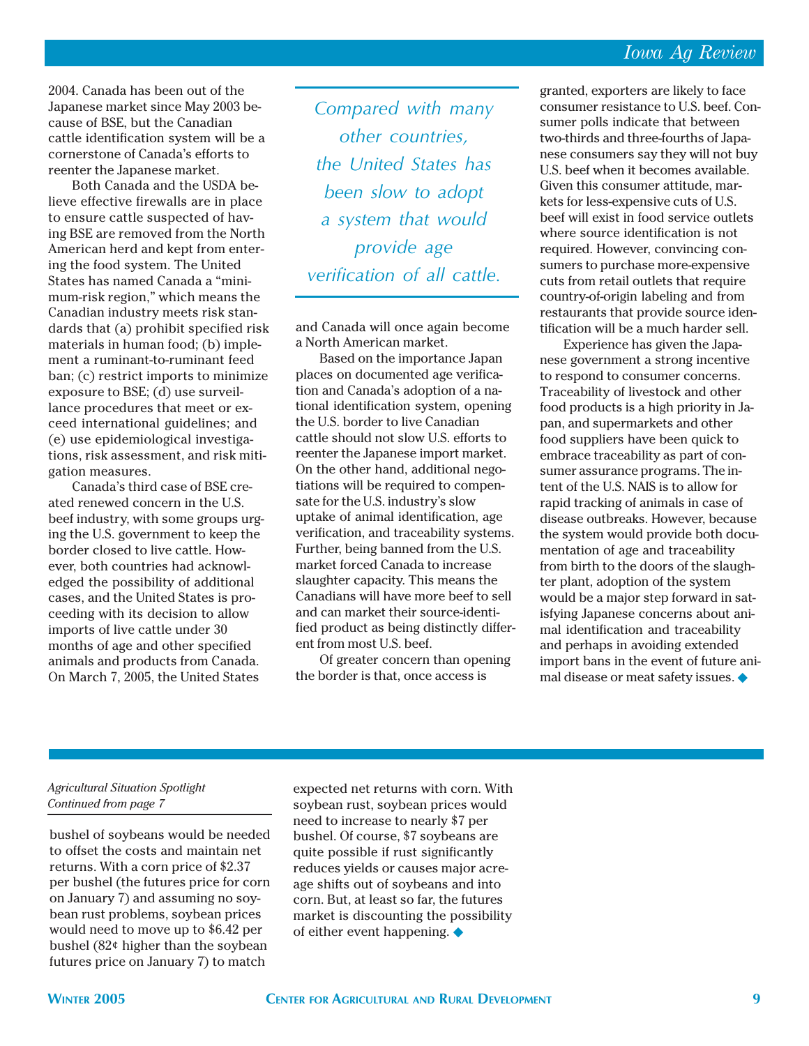2004. Canada has been out of the Japanese market since May 2003 because of BSE, but the Canadian cattle identification system will be a cornerstone of Canada's efforts to reenter the Japanese market.

Both Canada and the USDA believe effective firewalls are in place to ensure cattle suspected of having BSE are removed from the North American herd and kept from entering the food system. The United States has named Canada a "minimum-risk region," which means the Canadian industry meets risk standards that (a) prohibit specified risk materials in human food; (b) implement a ruminant-to-ruminant feed ban; (c) restrict imports to minimize exposure to BSE; (d) use surveillance procedures that meet or exceed international guidelines; and (e) use epidemiological investigations, risk assessment, and risk mitigation measures.

Canada's third case of BSE created renewed concern in the U.S. beef industry, with some groups urging the U.S. government to keep the border closed to live cattle. However, both countries had acknowledged the possibility of additional cases, and the United States is proceeding with its decision to allow imports of live cattle under 30 months of age and other specified animals and products from Canada. On March 7, 2005, the United States and Canada will once again become a North American market.

*Compared with many other countries, the United States has been slow to adopt a system that would provide age verification of all cattle.*

Based on the importance Japan places on documented age verification and Canada's adoption of a national identification system, opening the U.S. border to live Canadian cattle should not slow U.S. efforts to reenter the Japanese import market. On the other hand, additional negotiations will be required to compensate for the U.S. industry's slow uptake of animal identification, age verification, and traceability systems. Further, being banned from the U.S. market forced Canada to increase slaughter capacity. This means the Canadians will have more beef to sell and can market their source-identified product as being distinctly different from most U.S. beef.

Of greater concern than opening the border is that, once access is granted, exporters are likely to face consumer resistance to U.S. beef. Consumer polls indicate that between two-thirds and three-fourths of Japanese consumers say they will not buy U.S. beef when it becomes available. Given this consumer attitude, markets for less-expensive cuts of U.S. beef will exist in food service outlets where source identification is not required. However, convincing consumers to purchase more-expensive cuts from retail outlets that require country-of-origin labeling and from restaurants that provide source identification will be a much harder sell.

Experience has given the Japanese government a strong incentive to respond to consumer concerns. Traceability of livestock and other food products is a high priority in Japan, and supermarkets and other food suppliers have been quick to embrace traceability as part of consumer assurance programs. The intent of the U.S. NAIS is to allow for rapid tracking of animals in case of disease outbreaks. However, because the system would provide both documentation of age and traceability from birth to the doors of the slaughter plant, adoption of the system would be a major step forward in satisfying Japanese concerns about animal identification and traceability and perhaps in avoiding extended import bans in the event of future animal disease or meat safety issues. ◆

---

*Agricultural Situation Spotlight*
*Continued from page 7*

bushel of soybeans would be needed to offset the costs and maintain net returns. With a corn price of $2.37 per bushel (the futures price for corn on January 7) and assuming no soybean rust problems, soybean prices would need to move up to $6.42 per bushel (82¢ higher than the soybean futures price on January 7) to match expected net returns with corn. With soybean rust, soybean prices would need to increase to nearly $7 per bushel. Of course, $7 soybeans are quite possible if rust significantly reduces yields or causes major acreage shifts out of soybeans and into corn. But, at least so far, the futures market is discounting the possibility of either event happening. ◆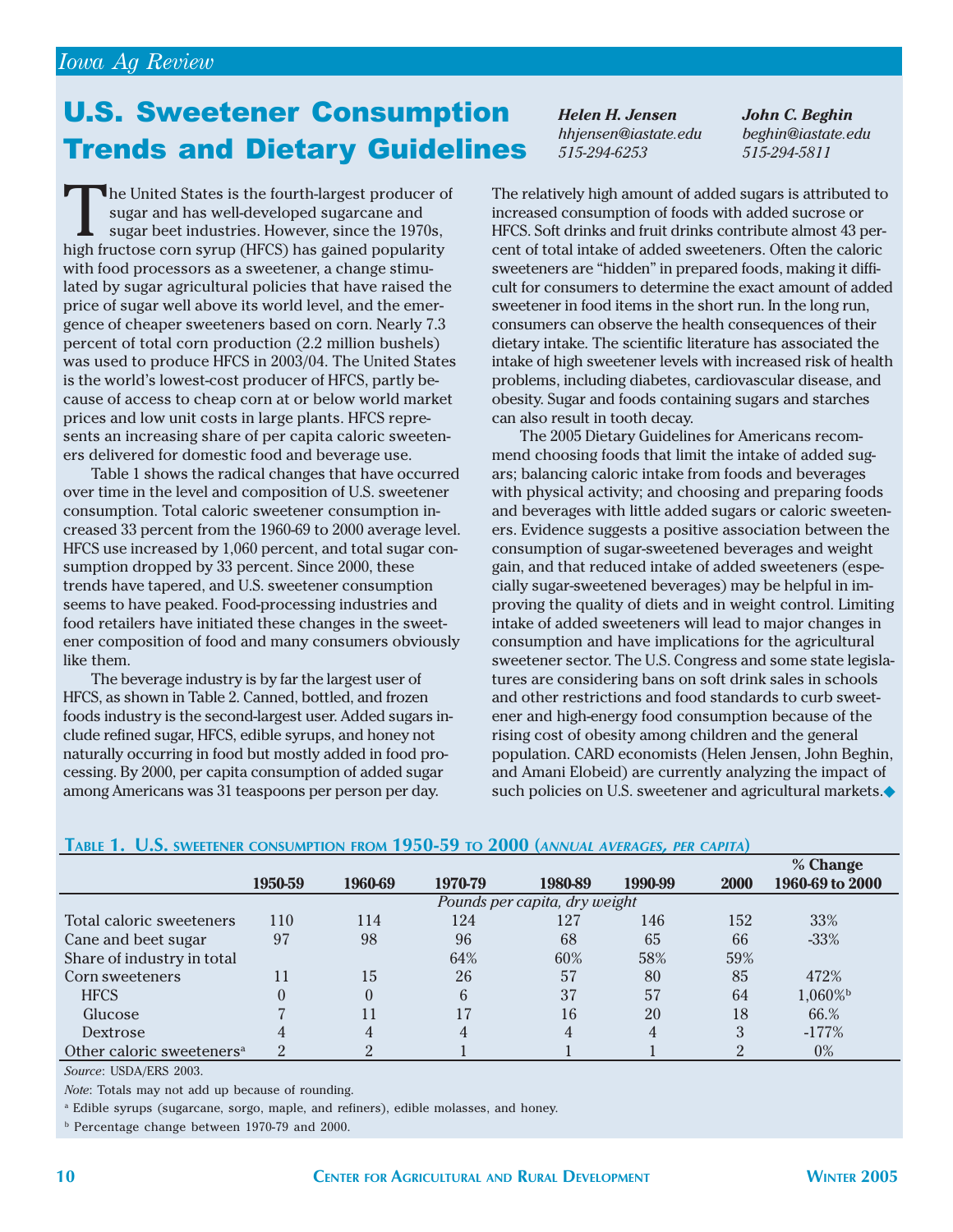# U.S. Sweetener Consumption Trends and Dietary Guidelines

***Helen H. Jensen***
*hhjensen@iastate.edu*
*515-294-6253*

***John C. Beghin***
*beghin@iastate.edu*
*515-294-5811*

The United States is the fourth-largest producer of sugar and has well-developed sugarcane and sugar beet industries. However, since the 1970s, high fructose corn syrup (HFCS) has gained popularity with food processors as a sweetener, a change stimulated by sugar agricultural policies that have raised the price of sugar well above its world level, and the emergence of cheaper sweeteners based on corn. Nearly 7.3 percent of total corn production (2.2 million bushels) was used to produce HFCS in 2003/04. The United States is the world's lowest-cost producer of HFCS, partly because of access to cheap corn at or below world market prices and low unit costs in large plants. HFCS represents an increasing share of per capita caloric sweeteners delivered for domestic food and beverage use.

Table 1 shows the radical changes that have occurred over time in the level and composition of U.S. sweetener consumption. Total caloric sweetener consumption increased 33 percent from the 1960-69 to 2000 average level. HFCS use increased by 1,060 percent, and total sugar consumption dropped by 33 percent. Since 2000, these trends have tapered, and U.S. sweetener consumption seems to have peaked. Food-processing industries and food retailers have initiated these changes in the sweetener composition of food and many consumers obviously like them.

The beverage industry is by far the largest user of HFCS, as shown in Table 2. Canned, bottled, and frozen foods industry is the second-largest user. Added sugars include refined sugar, HFCS, edible syrups, and honey not naturally occurring in food but mostly added in food processing. By 2000, per capita consumption of added sugar among Americans was 31 teaspoons per person per day. The relatively high amount of added sugars is attributed to increased consumption of foods with added sucrose or HFCS. Soft drinks and fruit drinks contribute almost 43 percent of total intake of added sweeteners. Often the caloric sweeteners are "hidden" in prepared foods, making it difficult for consumers to determine the exact amount of added sweetener in food items in the short run. In the long run, consumers can observe the health consequences of their dietary intake. The scientific literature has associated the intake of high sweetener levels with increased risk of health problems, including diabetes, cardiovascular disease, and obesity. Sugar and foods containing sugars and starches can also result in tooth decay.

The 2005 Dietary Guidelines for Americans recommend choosing foods that limit the intake of added sugars; balancing caloric intake from foods and beverages with physical activity; and choosing and preparing foods and beverages with little added sugars or caloric sweeteners. Evidence suggests a positive association between the consumption of sugar-sweetened beverages and weight gain, and that reduced intake of added sweeteners (especially sugar-sweetened beverages) may be helpful in improving the quality of diets and in weight control. Limiting intake of added sweeteners will lead to major changes in consumption and have implications for the agricultural sweetener sector. The U.S. Congress and some state legislatures are considering bans on soft drink sales in schools and other restrictions and food standards to curb sweetener and high-energy food consumption because of the rising cost of obesity among children and the general population. CARD economists (Helen Jensen, John Beghin, and Amani Elobeid) are currently analyzing the impact of such policies on U.S. sweetener and agricultural markets.◆

**Table 1. U.S. sweetener consumption from 1950-59 to 2000 (*annual averages, per capita*)**

| | 1950-59 | 1960-69 | 1970-79 | 1980-89 | 1990-99 | 2000 | % Change 1960-69 to 2000 |
|---|---|---|---|---|---|---|---|
| | *Pounds per capita, dry weight* | | | | | | |
| Total caloric sweeteners | 110 | 114 | 124 | 127 | 146 | 152 | 33% |
| Cane and beet sugar | 97 | 98 | 96 | 68 | 65 | 66 | -33% |
| Share of industry in total | | | 64% | 60% | 58% | 59% | |
| Corn sweeteners | 11 | 15 | 26 | 57 | 80 | 85 | 472% |
| HFCS | 0 | 0 | 6 | 37 | 57 | 64 | 1,060%[b] |
| Glucose | 7 | 11 | 17 | 16 | 20 | 18 | 66.% |
| Dextrose | 4 | 4 | 4 | 4 | 4 | 3 | -177% |
| Other caloric sweeteners[a] | 2 | 2 | 1 | 1 | 1 | 2 | 0% |

*Source*: USDA/ERS 2003.

*Note*: Totals may not add up because of rounding.

[a] Edible syrups (sugarcane, sorgo, maple, and refiners), edible molasses, and honey.

[b] Percentage change between 1970-79 and 2000.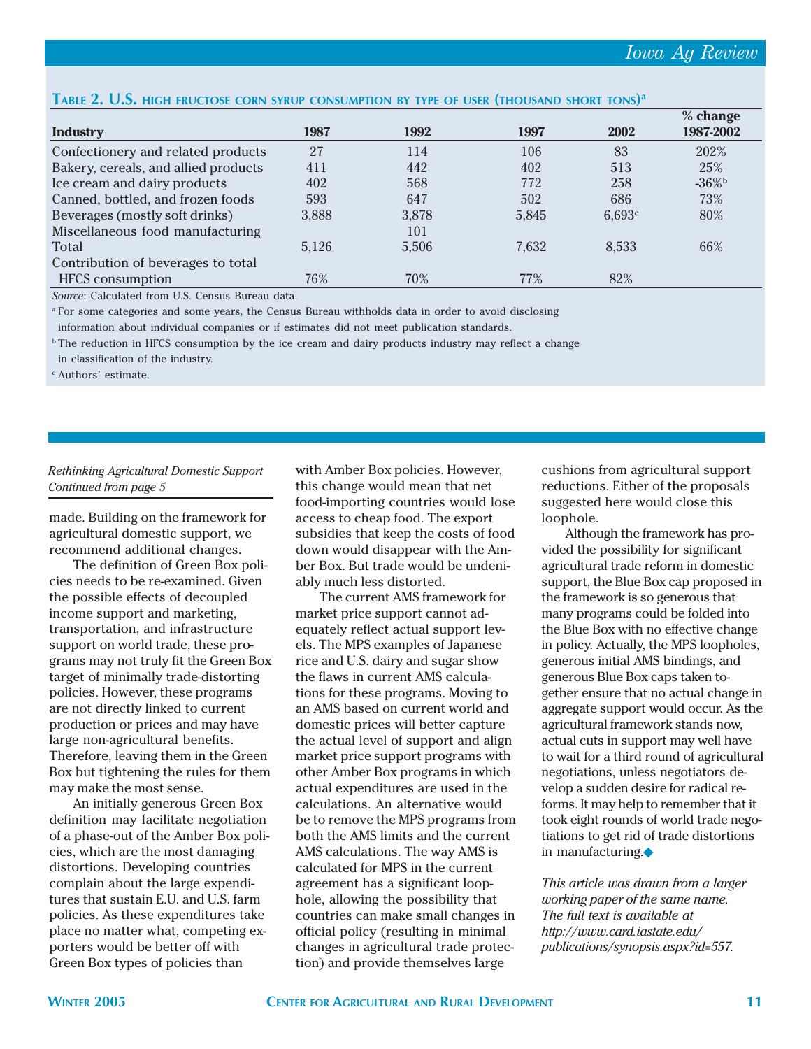**Table 2. U.S. high fructose corn syrup consumption by type of user (thousand short tons)[a]**

| Industry | 1987 | 1992 | 1997 | 2002 | % change 1987-2002 |
|---|---|---|---|---|---|
| Confectionery and related products | 27 | 114 | 106 | 83 | 202% |
| Bakery, cereals, and allied products | 411 | 442 | 402 | 513 | 25% |
| Ice cream and dairy products | 402 | 568 | 772 | 258 | -36%[b] |
| Canned, bottled, and frozen foods | 593 | 647 | 502 | 686 | 73% |
| Beverages (mostly soft drinks) | 3,888 | 3,878 | 5,845 | 6,693[c] | 80% |
| Miscellaneous food manufacturing | | 101 | | | |
| Total | 5,126 | 5,506 | 7,632 | 8,533 | 66% |
| Contribution of beverages to total HFCS consumption | 76% | 70% | 77% | 82% | |

*Source*: Calculated from U.S. Census Bureau data.

[a] For some categories and some years, the Census Bureau withholds data in order to avoid disclosing information about individual companies or if estimates did not meet publication standards.

[b] The reduction in HFCS consumption by the ice cream and dairy products industry may reflect a change in classification of the industry.

[c] Authors' estimate.

*Rethinking Agricultural Domestic Support Continued from page 5*

made. Building on the framework for agricultural domestic support, we recommend additional changes.

The definition of Green Box policies needs to be re-examined. Given the possible effects of decoupled income support and marketing, transportation, and infrastructure support on world trade, these programs may not truly fit the Green Box target of minimally trade-distorting policies. However, these programs are not directly linked to current production or prices and may have large non-agricultural benefits. Therefore, leaving them in the Green Box but tightening the rules for them may make the most sense.

An initially generous Green Box definition may facilitate negotiation of a phase-out of the Amber Box policies, which are the most damaging distortions. Developing countries complain about the large expenditures that sustain E.U. and U.S. farm policies. As these expenditures take place no matter what, competing exporters would be better off with Green Box types of policies than with Amber Box policies. However, this change would mean that net food-importing countries would lose access to cheap food. The export subsidies that keep the costs of food down would disappear with the Amber Box. But trade would be undeniably much less distorted.

The current AMS framework for market price support cannot adequately reflect actual support levels. The MPS examples of Japanese rice and U.S. dairy and sugar show the flaws in current AMS calculations for these programs. Moving to an AMS based on current world and domestic prices will better capture the actual level of support and align market price support programs with other Amber Box programs in which actual expenditures are used in the calculations. An alternative would be to remove the MPS programs from both the AMS limits and the current AMS calculations. The way AMS is calculated for MPS in the current agreement has a significant loophole, allowing the possibility that countries can make small changes in official policy (resulting in minimal changes in agricultural trade protection) and provide themselves large cushions from agricultural support reductions. Either of the proposals suggested here would close this loophole.

Although the framework has provided the possibility for significant agricultural trade reform in domestic support, the Blue Box cap proposed in the framework is so generous that many programs could be folded into the Blue Box with no effective change in policy. Actually, the MPS loopholes, generous initial AMS bindings, and generous Blue Box caps taken together ensure that no actual change in aggregate support would occur. As the agricultural framework stands now, actual cuts in support may well have to wait for a third round of agricultural negotiations, unless negotiators develop a sudden desire for radical reforms. It may help to remember that it took eight rounds of world trade negotiations to get rid of trade distortions in manufacturing.◆

*This article was drawn from a larger working paper of the same name. The full text is available at http://www.card.iastate.edu/publications/synopsis.aspx?id=557.*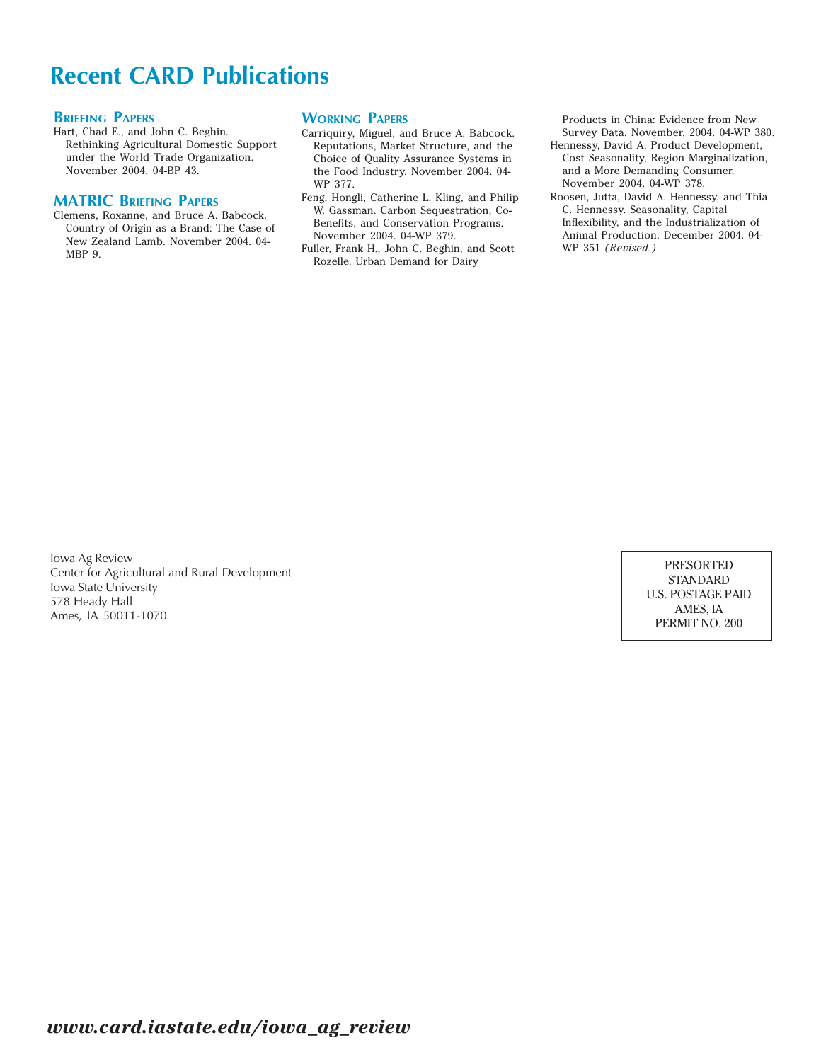# Recent CARD Publications

## Briefing Papers

Hart, Chad E., and John C. Beghin. Rethinking Agricultural Domestic Support under the World Trade Organization. November 2004. 04-BP 43.

## MATRIC Briefing Papers

Clemens, Roxanne, and Bruce A. Babcock. Country of Origin as a Brand: The Case of New Zealand Lamb. November 2004. 04-MBP 9.

## Working Papers

Carriquiry, Miguel, and Bruce A. Babcock. Reputations, Market Structure, and the Choice of Quality Assurance Systems in the Food Industry. November 2004. 04-WP 377.

Feng, Hongli, Catherine L. Kling, and Philip W. Gassman. Carbon Sequestration, Co-Benefits, and Conservation Programs. November 2004. 04-WP 379.

Fuller, Frank H., John C. Beghin, and Scott Rozelle. Urban Demand for Dairy Products in China: Evidence from New Survey Data. November, 2004. 04-WP 380.

Hennessy, David A. Product Development, Cost Seasonality, Region Marginalization, and a More Demanding Consumer. November 2004. 04-WP 378.

Roosen, Jutta, David A. Hennessy, and Thia C. Hennessy. Seasonality, Capital Inflexibility, and the Industrialization of Animal Production. December 2004. 04-WP 351 *(Revised.)*

Iowa Ag Review
Center for Agricultural and Rural Development
Iowa State University
578 Heady Hall
Ames, IA 50011-1070

PRESORTED
STANDARD
U.S. POSTAGE PAID
AMES, IA
PERMIT NO. 200

***www.card.iastate.edu/iowa_ag_review***